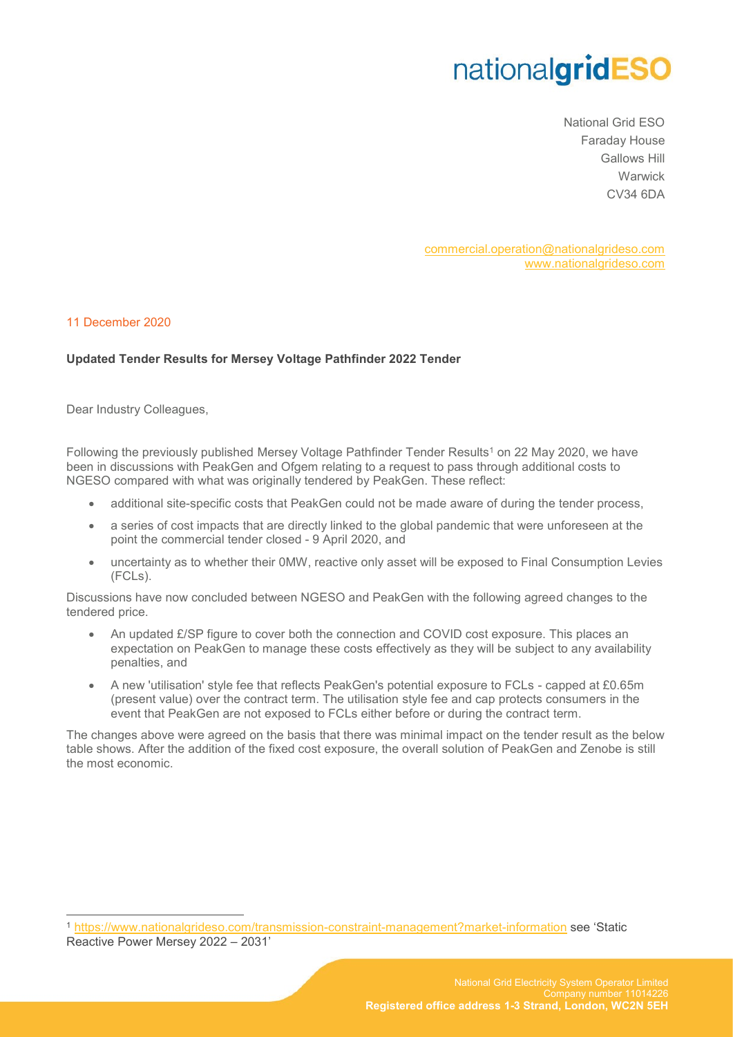National Grid ESO
Faraday House
Gallows Hill
Warwick
CV34 6DA

commercial.operation@nationalgrideso.com
www.nationalgrideso.com

11 December 2020

**Updated Tender Results for Mersey Voltage Pathfinder 2022 Tender**

Dear Industry Colleagues,

Following the previously published Mersey Voltage Pathfinder Tender Results[1] on 22 May 2020, we have been in discussions with PeakGen and Ofgem relating to a request to pass through additional costs to NGESO compared with what was originally tendered by PeakGen. These reflect:

- additional site-specific costs that PeakGen could not be made aware of during the tender process,
- a series of cost impacts that are directly linked to the global pandemic that were unforeseen at the point the commercial tender closed - 9 April 2020, and
- uncertainty as to whether their 0MW, reactive only asset will be exposed to Final Consumption Levies (FCLs).

Discussions have now concluded between NGESO and PeakGen with the following agreed changes to the tendered price.

- An updated £/SP figure to cover both the connection and COVID cost exposure. This places an expectation on PeakGen to manage these costs effectively as they will be subject to any availability penalties, and
- A new 'utilisation' style fee that reflects PeakGen's potential exposure to FCLs - capped at £0.65m (present value) over the contract term. The utilisation style fee and cap protects consumers in the event that PeakGen are not exposed to FCLs either before or during the contract term.

The changes above were agreed on the basis that there was minimal impact on the tender result as the below table shows. After the addition of the fixed cost exposure, the overall solution of PeakGen and Zenobe is still the most economic.

[1] https://www.nationalgrideso.com/transmission-constraint-management?market-information see 'Static Reactive Power Mersey 2022 – 2031'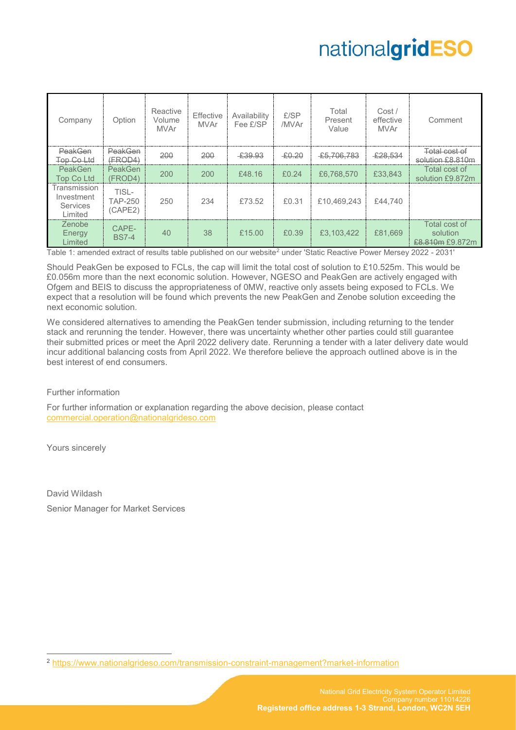| Company | Option | Reactive Volume MVAr | Effective MVAr | Availability Fee £/SP | £/SP /MVAr | Total Present Value | Cost / effective MVAr | Comment |
|---|---|---|---|---|---|---|---|---|
| ~~PeakGen Top Co Ltd~~ | ~~PeakGen (FROD4)~~ | ~~200~~ | ~~200~~ | ~~£39.93~~ | ~~£0.20~~ | ~~£5,706,783~~ | ~~£28,534~~ | ~~Total cost of solution £8.810m~~ |
| PeakGen Top Co Ltd | PeakGen (FROD4) | 200 | 200 | £48.16 | £0.24 | £6,768,570 | £33,843 | Total cost of solution £9.872m |
| Transmission Investment Services Limited | TISL-TAP-250 (CAPE2) | 250 | 234 | £73.52 | £0.31 | £10,469,243 | £44,740 | |
| Zenobe Energy Limited | CAPE-BS7-4 | 40 | 38 | £15.00 | £0.39 | £3,103,422 | £81,669 | Total cost of solution ~~£8.810m~~ £9.872m |

Table 1: amended extract of results table published on our website[2] under 'Static Reactive Power Mersey 2022 - 2031'

Should PeakGen be exposed to FCLs, the cap will limit the total cost of solution to £10.525m. This would be £0.056m more than the next economic solution. However, NGESO and PeakGen are actively engaged with Ofgem and BEIS to discuss the appropriateness of 0MW, reactive only assets being exposed to FCLs. We expect that a resolution will be found which prevents the new PeakGen and Zenobe solution exceeding the next economic solution.

We considered alternatives to amending the PeakGen tender submission, including returning to the tender stack and rerunning the tender. However, there was uncertainty whether other parties could still guarantee their submitted prices or meet the April 2022 delivery date. Rerunning a tender with a later delivery date would incur additional balancing costs from April 2022. We therefore believe the approach outlined above is in the best interest of end consumers.

Further information

For further information or explanation regarding the above decision, please contact commercial.operation@nationalgrideso.com

Yours sincerely

David Wildash

Senior Manager for Market Services

[2] https://www.nationalgrideso.com/transmission-constraint-management?market-information